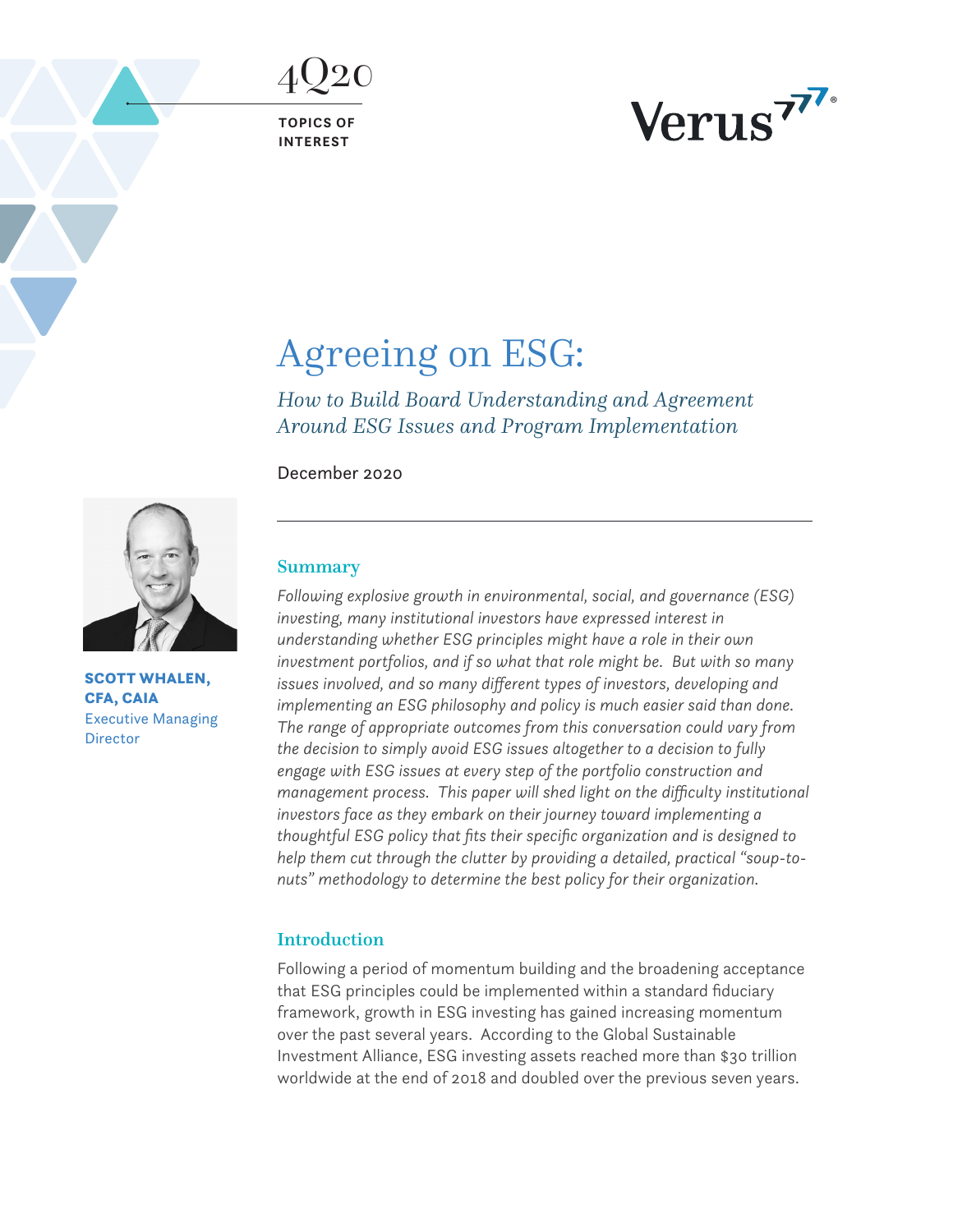4Q20

**TOPICS OF INTEREST**

Verus

# Agreeing on ESG:

*How to Build Board Understanding and Agreement Around ESG Issues and Program Implementation*

December 2020

**SCOTT WHALEN, CFA, CAIA**
Executive Managing Director

## Summary

*Following explosive growth in environmental, social, and governance (ESG) investing, many institutional investors have expressed interest in understanding whether ESG principles might have a role in their own investment portfolios, and if so what that role might be. But with so many issues involved, and so many different types of investors, developing and implementing an ESG philosophy and policy is much easier said than done. The range of appropriate outcomes from this conversation could vary from the decision to simply avoid ESG issues altogether to a decision to fully engage with ESG issues at every step of the portfolio construction and management process. This paper will shed light on the difficulty institutional investors face as they embark on their journey toward implementing a thoughtful ESG policy that fits their specific organization and is designed to help them cut through the clutter by providing a detailed, practical "soup-to-nuts" methodology to determine the best policy for their organization.*

## Introduction

Following a period of momentum building and the broadening acceptance that ESG principles could be implemented within a standard fiduciary framework, growth in ESG investing has gained increasing momentum over the past several years. According to the Global Sustainable Investment Alliance, ESG investing assets reached more than $30 trillion worldwide at the end of 2018 and doubled over the previous seven years.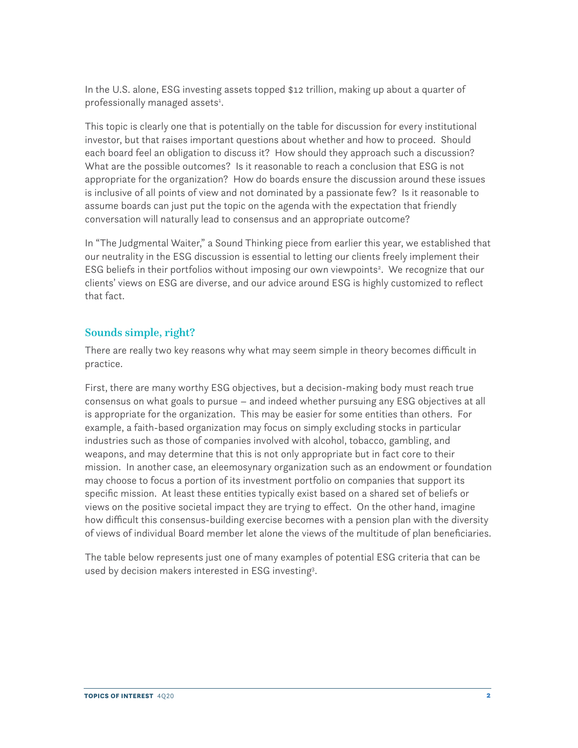In the U.S. alone, ESG investing assets topped $12 trillion, making up about a quarter of professionally managed assets[1].

This topic is clearly one that is potentially on the table for discussion for every institutional investor, but that raises important questions about whether and how to proceed. Should each board feel an obligation to discuss it? How should they approach such a discussion? What are the possible outcomes? Is it reasonable to reach a conclusion that ESG is not appropriate for the organization? How do boards ensure the discussion around these issues is inclusive of all points of view and not dominated by a passionate few? Is it reasonable to assume boards can just put the topic on the agenda with the expectation that friendly conversation will naturally lead to consensus and an appropriate outcome?

In "The Judgmental Waiter," a Sound Thinking piece from earlier this year, we established that our neutrality in the ESG discussion is essential to letting our clients freely implement their ESG beliefs in their portfolios without imposing our own viewpoints[2]. We recognize that our clients' views on ESG are diverse, and our advice around ESG is highly customized to reflect that fact.

## Sounds simple, right?

There are really two key reasons why what may seem simple in theory becomes difficult in practice.

First, there are many worthy ESG objectives, but a decision-making body must reach true consensus on what goals to pursue – and indeed whether pursuing any ESG objectives at all is appropriate for the organization. This may be easier for some entities than others. For example, a faith-based organization may focus on simply excluding stocks in particular industries such as those of companies involved with alcohol, tobacco, gambling, and weapons, and may determine that this is not only appropriate but in fact core to their mission. In another case, an eleemosynary organization such as an endowment or foundation may choose to focus a portion of its investment portfolio on companies that support its specific mission. At least these entities typically exist based on a shared set of beliefs or views on the positive societal impact they are trying to effect. On the other hand, imagine how difficult this consensus-building exercise becomes with a pension plan with the diversity of views of individual Board member let alone the views of the multitude of plan beneficiaries.

The table below represents just one of many examples of potential ESG criteria that can be used by decision makers interested in ESG investing[3].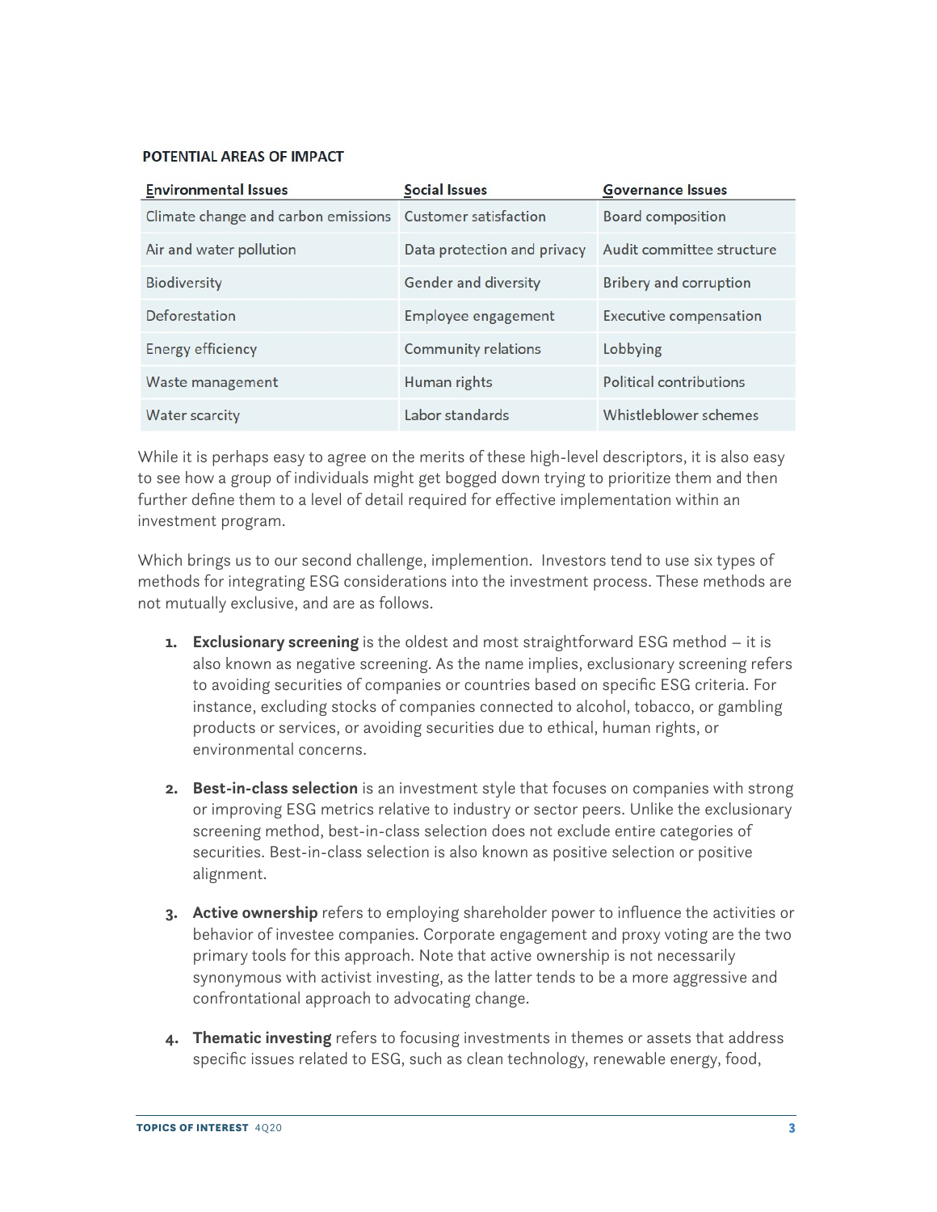**POTENTIAL AREAS OF IMPACT**

| Environmental Issues | Social Issues | Governance Issues |
|---|---|---|
| Climate change and carbon emissions | Customer satisfaction | Board composition |
| Air and water pollution | Data protection and privacy | Audit committee structure |
| Biodiversity | Gender and diversity | Bribery and corruption |
| Deforestation | Employee engagement | Executive compensation |
| Energy efficiency | Community relations | Lobbying |
| Waste management | Human rights | Political contributions |
| Water scarcity | Labor standards | Whistleblower schemes |

While it is perhaps easy to agree on the merits of these high-level descriptors, it is also easy to see how a group of individuals might get bogged down trying to prioritize them and then further define them to a level of detail required for effective implementation within an investment program.

Which brings us to our second challenge, implemention. Investors tend to use six types of methods for integrating ESG considerations into the investment process. These methods are not mutually exclusive, and are as follows.

1. **Exclusionary screening** is the oldest and most straightforward ESG method – it is also known as negative screening. As the name implies, exclusionary screening refers to avoiding securities of companies or countries based on specific ESG criteria. For instance, excluding stocks of companies connected to alcohol, tobacco, or gambling products or services, or avoiding securities due to ethical, human rights, or environmental concerns.

2. **Best-in-class selection** is an investment style that focuses on companies with strong or improving ESG metrics relative to industry or sector peers. Unlike the exclusionary screening method, best-in-class selection does not exclude entire categories of securities. Best-in-class selection is also known as positive selection or positive alignment.

3. **Active ownership** refers to employing shareholder power to influence the activities or behavior of investee companies. Corporate engagement and proxy voting are the two primary tools for this approach. Note that active ownership is not necessarily synonymous with activist investing, as the latter tends to be a more aggressive and confrontational approach to advocating change.

4. **Thematic investing** refers to focusing investments in themes or assets that address specific issues related to ESG, such as clean technology, renewable energy, food,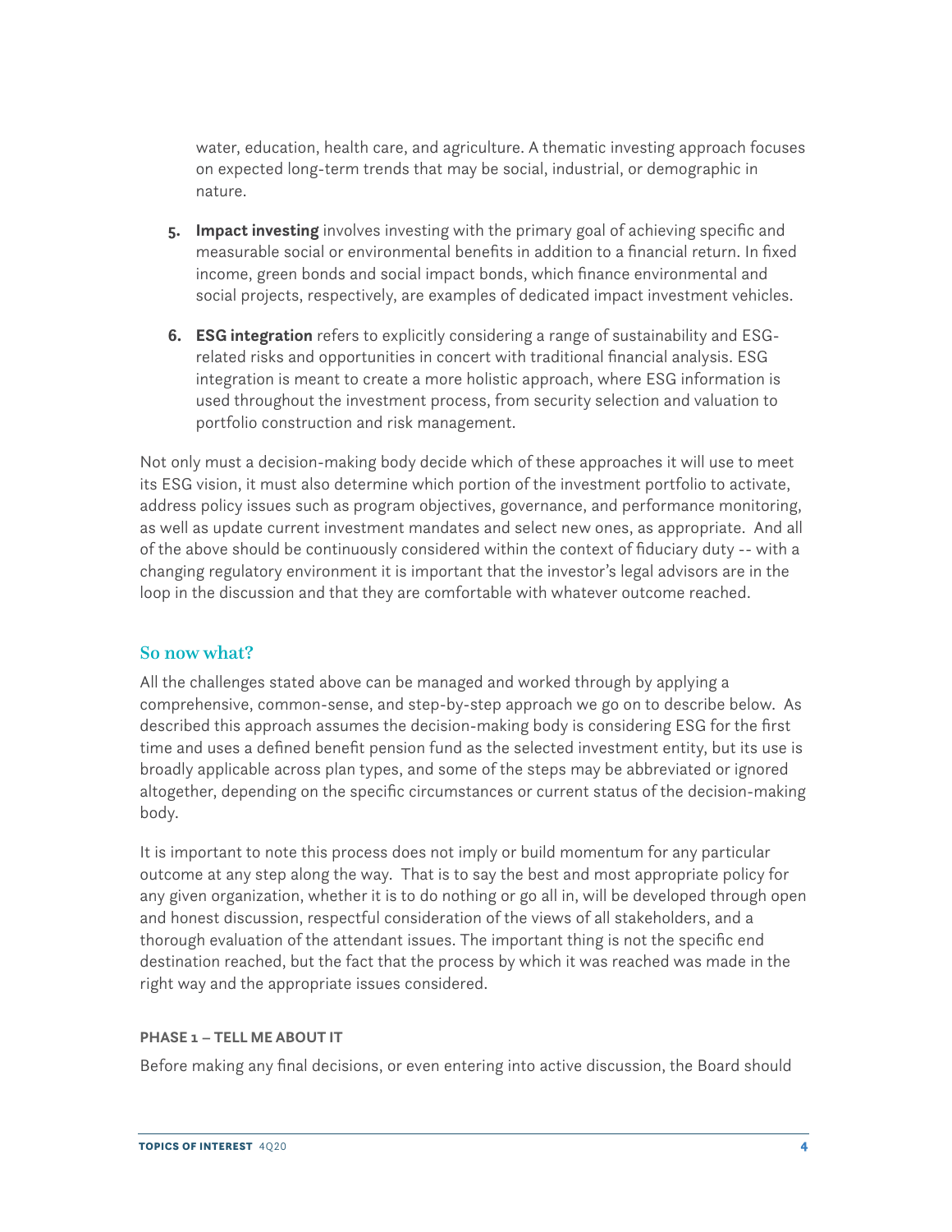water, education, health care, and agriculture. A thematic investing approach focuses on expected long-term trends that may be social, industrial, or demographic in nature.

5. **Impact investing** involves investing with the primary goal of achieving specific and measurable social or environmental benefits in addition to a financial return. In fixed income, green bonds and social impact bonds, which finance environmental and social projects, respectively, are examples of dedicated impact investment vehicles.

6. **ESG integration** refers to explicitly considering a range of sustainability and ESG-related risks and opportunities in concert with traditional financial analysis. ESG integration is meant to create a more holistic approach, where ESG information is used throughout the investment process, from security selection and valuation to portfolio construction and risk management.

Not only must a decision-making body decide which of these approaches it will use to meet its ESG vision, it must also determine which portion of the investment portfolio to activate, address policy issues such as program objectives, governance, and performance monitoring, as well as update current investment mandates and select new ones, as appropriate. And all of the above should be continuously considered within the context of fiduciary duty -- with a changing regulatory environment it is important that the investor's legal advisors are in the loop in the discussion and that they are comfortable with whatever outcome reached.

## So now what?

All the challenges stated above can be managed and worked through by applying a comprehensive, common-sense, and step-by-step approach we go on to describe below. As described this approach assumes the decision-making body is considering ESG for the first time and uses a defined benefit pension fund as the selected investment entity, but its use is broadly applicable across plan types, and some of the steps may be abbreviated or ignored altogether, depending on the specific circumstances or current status of the decision-making body.

It is important to note this process does not imply or build momentum for any particular outcome at any step along the way. That is to say the best and most appropriate policy for any given organization, whether it is to do nothing or go all in, will be developed through open and honest discussion, respectful consideration of the views of all stakeholders, and a thorough evaluation of the attendant issues. The important thing is not the specific end destination reached, but the fact that the process by which it was reached was made in the right way and the appropriate issues considered.

### PHASE 1 – TELL ME ABOUT IT

Before making any final decisions, or even entering into active discussion, the Board should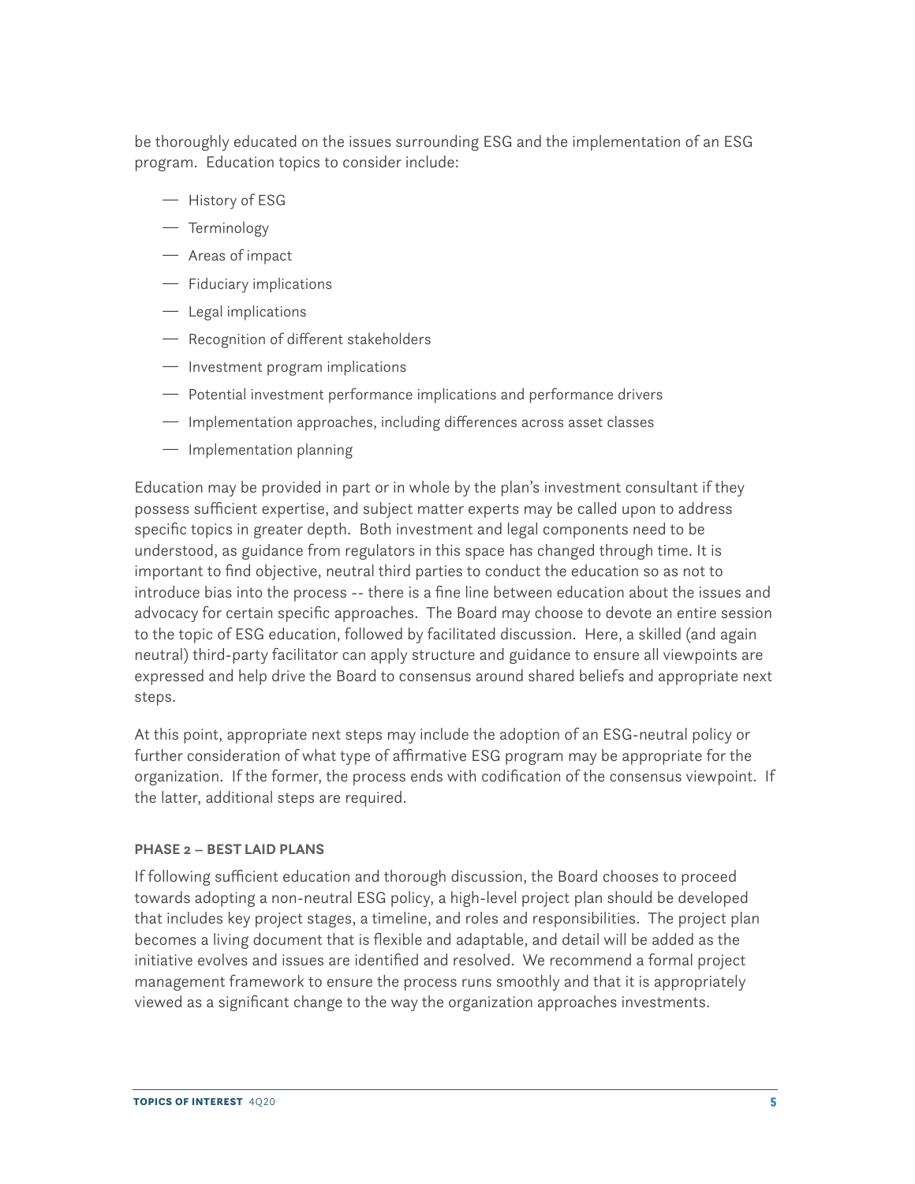be thoroughly educated on the issues surrounding ESG and the implementation of an ESG program. Education topics to consider include:

- History of ESG
- Terminology
- Areas of impact
- Fiduciary implications
- Legal implications
- Recognition of different stakeholders
- Investment program implications
- Potential investment performance implications and performance drivers
- Implementation approaches, including differences across asset classes
- Implementation planning

Education may be provided in part or in whole by the plan's investment consultant if they possess sufficient expertise, and subject matter experts may be called upon to address specific topics in greater depth. Both investment and legal components need to be understood, as guidance from regulators in this space has changed through time. It is important to find objective, neutral third parties to conduct the education so as not to introduce bias into the process -- there is a fine line between education about the issues and advocacy for certain specific approaches. The Board may choose to devote an entire session to the topic of ESG education, followed by facilitated discussion. Here, a skilled (and again neutral) third-party facilitator can apply structure and guidance to ensure all viewpoints are expressed and help drive the Board to consensus around shared beliefs and appropriate next steps.

At this point, appropriate next steps may include the adoption of an ESG-neutral policy or further consideration of what type of affirmative ESG program may be appropriate for the organization. If the former, the process ends with codification of the consensus viewpoint. If the latter, additional steps are required.

#### PHASE 2 – BEST LAID PLANS

If following sufficient education and thorough discussion, the Board chooses to proceed towards adopting a non-neutral ESG policy, a high-level project plan should be developed that includes key project stages, a timeline, and roles and responsibilities. The project plan becomes a living document that is flexible and adaptable, and detail will be added as the initiative evolves and issues are identified and resolved. We recommend a formal project management framework to ensure the process runs smoothly and that it is appropriately viewed as a significant change to the way the organization approaches investments.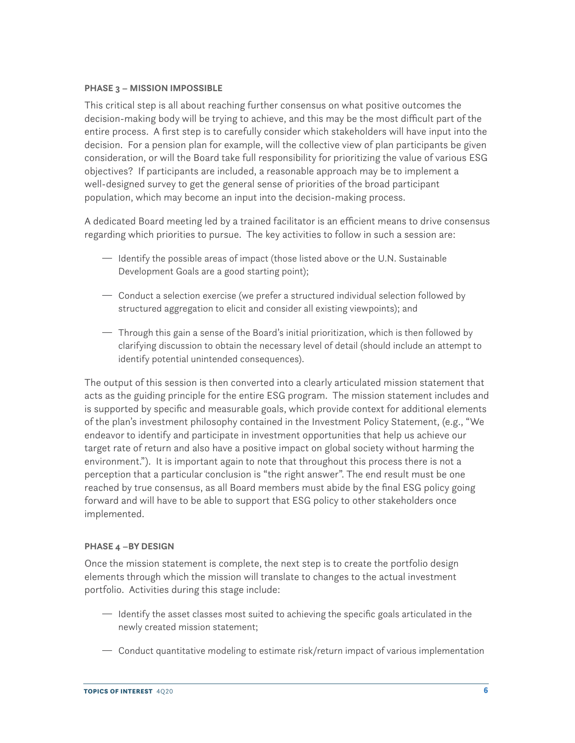#### PHASE 3 – MISSION IMPOSSIBLE

This critical step is all about reaching further consensus on what positive outcomes the decision-making body will be trying to achieve, and this may be the most difficult part of the entire process. A first step is to carefully consider which stakeholders will have input into the decision. For a pension plan for example, will the collective view of plan participants be given consideration, or will the Board take full responsibility for prioritizing the value of various ESG objectives? If participants are included, a reasonable approach may be to implement a well-designed survey to get the general sense of priorities of the broad participant population, which may become an input into the decision-making process.

A dedicated Board meeting led by a trained facilitator is an efficient means to drive consensus regarding which priorities to pursue. The key activities to follow in such a session are:

- Identify the possible areas of impact (those listed above or the U.N. Sustainable Development Goals are a good starting point);
- Conduct a selection exercise (we prefer a structured individual selection followed by structured aggregation to elicit and consider all existing viewpoints); and
- Through this gain a sense of the Board's initial prioritization, which is then followed by clarifying discussion to obtain the necessary level of detail (should include an attempt to identify potential unintended consequences).

The output of this session is then converted into a clearly articulated mission statement that acts as the guiding principle for the entire ESG program. The mission statement includes and is supported by specific and measurable goals, which provide context for additional elements of the plan's investment philosophy contained in the Investment Policy Statement, (e.g., "We endeavor to identify and participate in investment opportunities that help us achieve our target rate of return and also have a positive impact on global society without harming the environment."). It is important again to note that throughout this process there is not a perception that a particular conclusion is "the right answer". The end result must be one reached by true consensus, as all Board members must abide by the final ESG policy going forward and will have to be able to support that ESG policy to other stakeholders once implemented.

#### PHASE 4 –BY DESIGN

Once the mission statement is complete, the next step is to create the portfolio design elements through which the mission will translate to changes to the actual investment portfolio. Activities during this stage include:

- Identify the asset classes most suited to achieving the specific goals articulated in the newly created mission statement;
- Conduct quantitative modeling to estimate risk/return impact of various implementation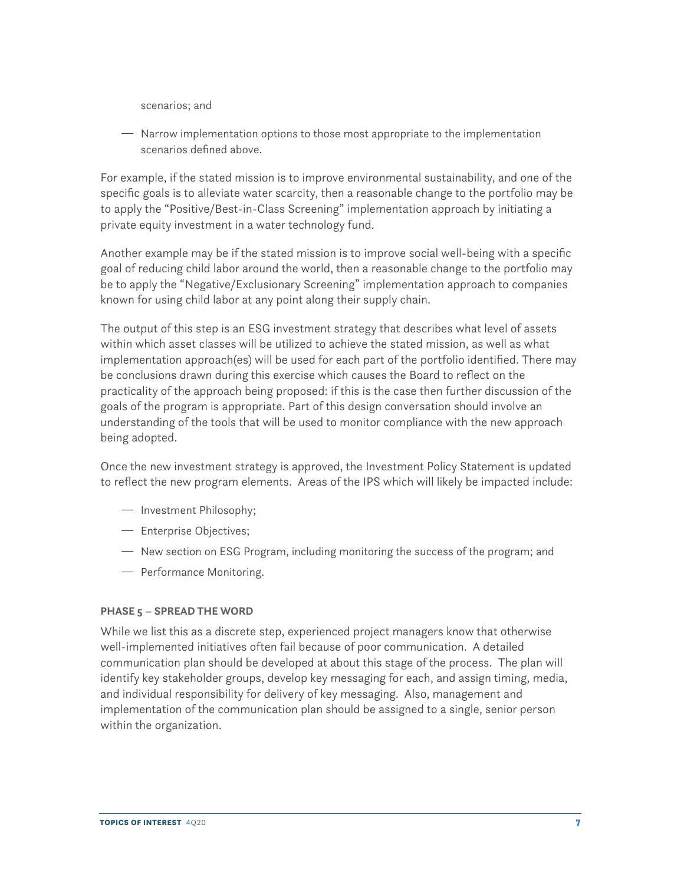scenarios; and

- Narrow implementation options to those most appropriate to the implementation scenarios defined above.

For example, if the stated mission is to improve environmental sustainability, and one of the specific goals is to alleviate water scarcity, then a reasonable change to the portfolio may be to apply the "Positive/Best-in-Class Screening" implementation approach by initiating a private equity investment in a water technology fund.

Another example may be if the stated mission is to improve social well-being with a specific goal of reducing child labor around the world, then a reasonable change to the portfolio may be to apply the "Negative/Exclusionary Screening" implementation approach to companies known for using child labor at any point along their supply chain.

The output of this step is an ESG investment strategy that describes what level of assets within which asset classes will be utilized to achieve the stated mission, as well as what implementation approach(es) will be used for each part of the portfolio identified. There may be conclusions drawn during this exercise which causes the Board to reflect on the practicality of the approach being proposed: if this is the case then further discussion of the goals of the program is appropriate. Part of this design conversation should involve an understanding of the tools that will be used to monitor compliance with the new approach being adopted.

Once the new investment strategy is approved, the Investment Policy Statement is updated to reflect the new program elements. Areas of the IPS which will likely be impacted include:

- Investment Philosophy;
- Enterprise Objectives;
- New section on ESG Program, including monitoring the success of the program; and
- Performance Monitoring.

#### PHASE 5 – SPREAD THE WORD

While we list this as a discrete step, experienced project managers know that otherwise well-implemented initiatives often fail because of poor communication. A detailed communication plan should be developed at about this stage of the process. The plan will identify key stakeholder groups, develop key messaging for each, and assign timing, media, and individual responsibility for delivery of key messaging. Also, management and implementation of the communication plan should be assigned to a single, senior person within the organization.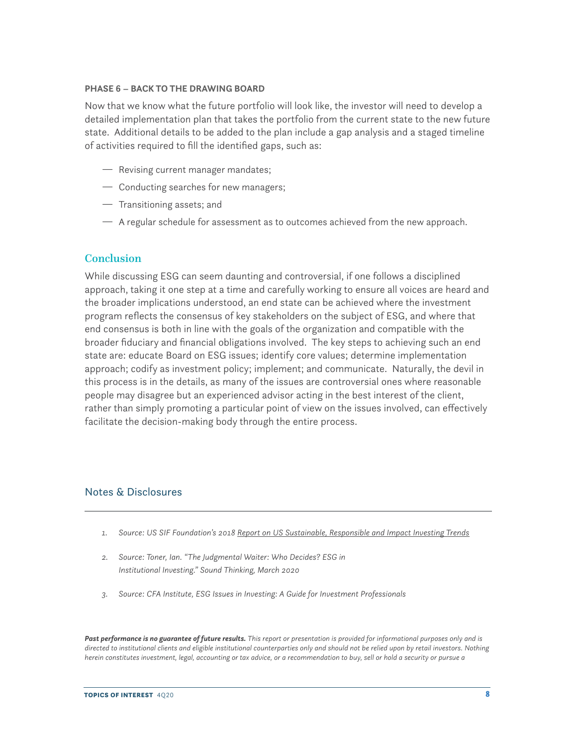**PHASE 6 – BACK TO THE DRAWING BOARD**

Now that we know what the future portfolio will look like, the investor will need to develop a detailed implementation plan that takes the portfolio from the current state to the new future state. Additional details to be added to the plan include a gap analysis and a staged timeline of activities required to fill the identified gaps, such as:

- Revising current manager mandates;
- Conducting searches for new managers;
- Transitioning assets; and
- A regular schedule for assessment as to outcomes achieved from the new approach.

## Conclusion

While discussing ESG can seem daunting and controversial, if one follows a disciplined approach, taking it one step at a time and carefully working to ensure all voices are heard and the broader implications understood, an end state can be achieved where the investment program reflects the consensus of key stakeholders on the subject of ESG, and where that end consensus is both in line with the goals of the organization and compatible with the broader fiduciary and financial obligations involved. The key steps to achieving such an end state are: educate Board on ESG issues; identify core values; determine implementation approach; codify as investment policy; implement; and communicate. Naturally, the devil in this process is in the details, as many of the issues are controversial ones where reasonable people may disagree but an experienced advisor acting in the best interest of the client, rather than simply promoting a particular point of view on the issues involved, can effectively facilitate the decision-making body through the entire process.

## Notes & Disclosures

1. *Source: US SIF Foundation's 2018 Report on US Sustainable, Responsible and Impact Investing Trends*
2. *Source: Toner, Ian. "The Judgmental Waiter: Who Decides? ESG in Institutional Investing." Sound Thinking, March 2020*
3. *Source: CFA Institute, ESG Issues in Investing: A Guide for Investment Professionals*

***Past performance is no guarantee of future results.*** *This report or presentation is provided for informational purposes only and is directed to institutional clients and eligible institutional counterparties only and should not be relied upon by retail investors. Nothing herein constitutes investment, legal, accounting or tax advice, or a recommendation to buy, sell or hold a security or pursue a*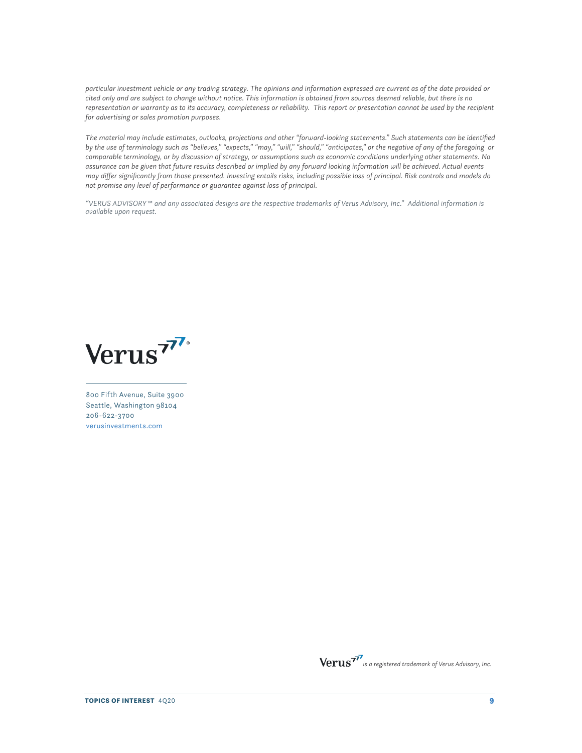*particular investment vehicle or any trading strategy. The opinions and information expressed are current as of the date provided or cited only and are subject to change without notice. This information is obtained from sources deemed reliable, but there is no representation or warranty as to its accuracy, completeness or reliability. This report or presentation cannot be used by the recipient for advertising or sales promotion purposes.*

*The material may include estimates, outlooks, projections and other "forward-looking statements." Such statements can be identified by the use of terminology such as "believes," "expects," "may," "will," "should," "anticipates," or the negative of any of the foregoing or comparable terminology, or by discussion of strategy, or assumptions such as economic conditions underlying other statements. No assurance can be given that future results described or implied by any forward looking information will be achieved. Actual events may differ significantly from those presented. Investing entails risks, including possible loss of principal. Risk controls and models do not promise any level of performance or guarantee against loss of principal.*

*"VERUS ADVISORY™ and any associated designs are the respective trademarks of Verus Advisory, Inc." Additional information is available upon request.*

Verus®

800 Fifth Avenue, Suite 3900
Seattle, Washington 98104
206-622-3700
verusinvestments.com

Verus *is a registered trademark of Verus Advisory, Inc.*